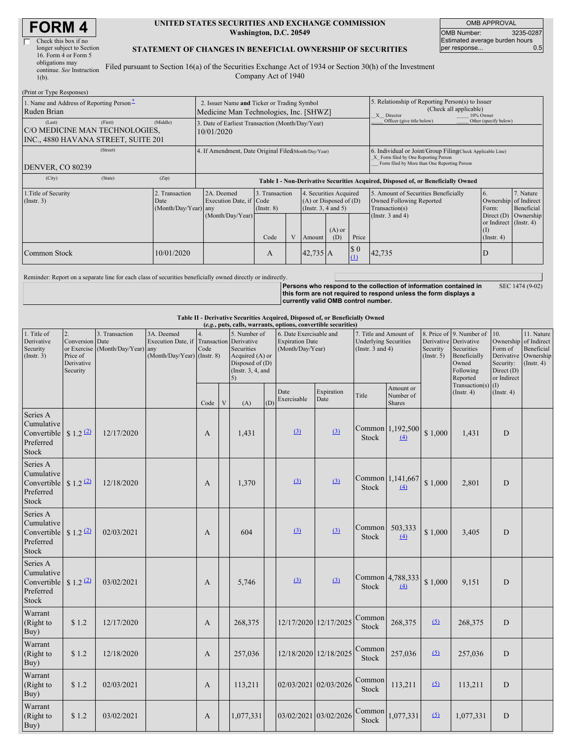# FORM 4

☐ Check this box if no longer subject to Section 16. Form 4 or Form 5 obligations may continue. *See* Instruction 1(b).

**UNITED STATES SECURITIES AND EXCHANGE COMMISSION**
**Washington, D.C. 20549**

**STATEMENT OF CHANGES IN BENEFICIAL OWNERSHIP OF SECURITIES**

Filed pursuant to Section 16(a) of the Securities Exchange Act of 1934 or Section 30(h) of the Investment Company Act of 1940

| OMB APPROVAL | |
|---|---|
| OMB Number: | 3235-0287 |
| Estimated average burden hours per response... | 0.5 |

(Print or Type Responses)

| 1. Name and Address of Reporting Person * | 2. Issuer Name and Ticker or Trading Symbol | 5. Relationship of Reporting Person(s) to Issuer (Check all applicable) |
|---|---|---|
| Ruden Brian<br>(Last) (First) (Middle)<br>C/O MEDICINE MAN TECHNOLOGIES, INC., 4880 HAVANA STREET, SUITE 201<br>(Street)<br>DENVER, CO 80239<br>(City) (State) (Zip) | Medicine Man Technologies, Inc. [SHWZ]<br>3. Date of Earliest Transaction (Month/Day/Year)<br>10/01/2020<br>4. If Amendment, Date Original Filed (Month/Day/Year) | _X_ Director<br>___ 10% Owner<br>___ Officer (give title below)<br>___ Other (specify below)<br>6. Individual or Joint/Group Filing (Check Applicable Line)<br>_X_ Form filed by One Reporting Person<br>___ Form filed by More than One Reporting Person |

**Table I - Non-Derivative Securities Acquired, Disposed of, or Beneficially Owned**

| 1.Title of Security (Instr. 3) | 2. Transaction Date (Month/Day/Year) | 2A. Deemed Execution Date, if any (Month/Day/Year) | 3. Transaction Code (Instr. 8) | | 4. Securities Acquired (A) or Disposed of (D) (Instr. 3, 4 and 5) | | | 5. Amount of Securities Beneficially Owned Following Reported Transaction(s) (Instr. 3 and 4) | 6. Ownership Form: Direct (D) or Indirect (I) (Instr. 4) | 7. Nature of Indirect Beneficial Ownership (Instr. 4) |
|---|---|---|---|---|---|---|---|---|---|---|
| | | | Code | V | Amount | (A) or (D) | Price | | | |
| Common Stock | 10/01/2020 | | A | | 42,735 | A | $ 0 (1) | 42,735 | D | |

Reminder: Report on a separate line for each class of securities beneficially owned directly or indirectly.

**Persons who respond to the collection of information contained in this form are not required to respond unless the form displays a currently valid OMB control number.**

SEC 1474 (9-02)

**Table II - Derivative Securities Acquired, Disposed of, or Beneficially Owned**
***(e.g., puts, calls, warrants, options, convertible securities)***

| 1. Title of Derivative Security (Instr. 3) | 2. Conversion or Exercise Price of Derivative Security | 3. Transaction Date (Month/Day/Year) | 3A. Deemed Execution Date, if any (Month/Day/Year) | 4. Transaction Code (Instr. 8) | | 5. Number of Derivative Securities Acquired (A) or Disposed of (D) (Instr. 3, 4, and 5) | | 6. Date Exercisable and Expiration Date (Month/Day/Year) | | 7. Title and Amount of Underlying Securities (Instr. 3 and 4) | | 8. Price of Derivative Security (Instr. 5) | 9. Number of Derivative Securities Beneficially Owned Following Reported Transaction(s) (Instr. 4) | 10. Ownership Form of Derivative Security: Direct (D) or Indirect (I) (Instr. 4) | 11. Nature of Indirect Beneficial Ownership (Instr. 4) |
|---|---|---|---|---|---|---|---|---|---|---|---|---|---|---|---|
| | | | | Code | V | (A) | (D) | Date Exercisable | Expiration Date | Title | Amount or Number of Shares | | | | |
| Series A Cumulative Convertible Preferred Stock | $ 1.2 (2) | 12/17/2020 | | A | | 1,431 | | (3) | (3) | Common Stock | 1,192,500 (4) | $ 1,000 | 1,431 | D | |
| Series A Cumulative Convertible Preferred Stock | $ 1.2 (2) | 12/18/2020 | | A | | 1,370 | | (3) | (3) | Common Stock | 1,141,667 (4) | $ 1,000 | 2,801 | D | |
| Series A Cumulative Convertible Preferred Stock | $ 1.2 (2) | 02/03/2021 | | A | | 604 | | (3) | (3) | Common Stock | 503,333 (4) | $ 1,000 | 3,405 | D | |
| Series A Cumulative Convertible Preferred Stock | $ 1.2 (2) | 03/02/2021 | | A | | 5,746 | | (3) | (3) | Common Stock | 4,788,333 (4) | $ 1,000 | 9,151 | D | |
| Warrant (Right to Buy) | $ 1.2 | 12/17/2020 | | A | | 268,375 | | 12/17/2020 | 12/17/2025 | Common Stock | 268,375 | (5) | 268,375 | D | |
| Warrant (Right to Buy) | $ 1.2 | 12/18/2020 | | A | | 257,036 | | 12/18/2020 | 12/18/2025 | Common Stock | 257,036 | (5) | 257,036 | D | |
| Warrant (Right to Buy) | $ 1.2 | 02/03/2021 | | A | | 113,211 | | 02/03/2021 | 02/03/2026 | Common Stock | 113,211 | (5) | 113,211 | D | |
| Warrant (Right to Buy) | $ 1.2 | 03/02/2021 | | A | | 1,077,331 | | 03/02/2021 | 03/02/2026 | Common Stock | 1,077,331 | (5) | 1,077,331 | D | |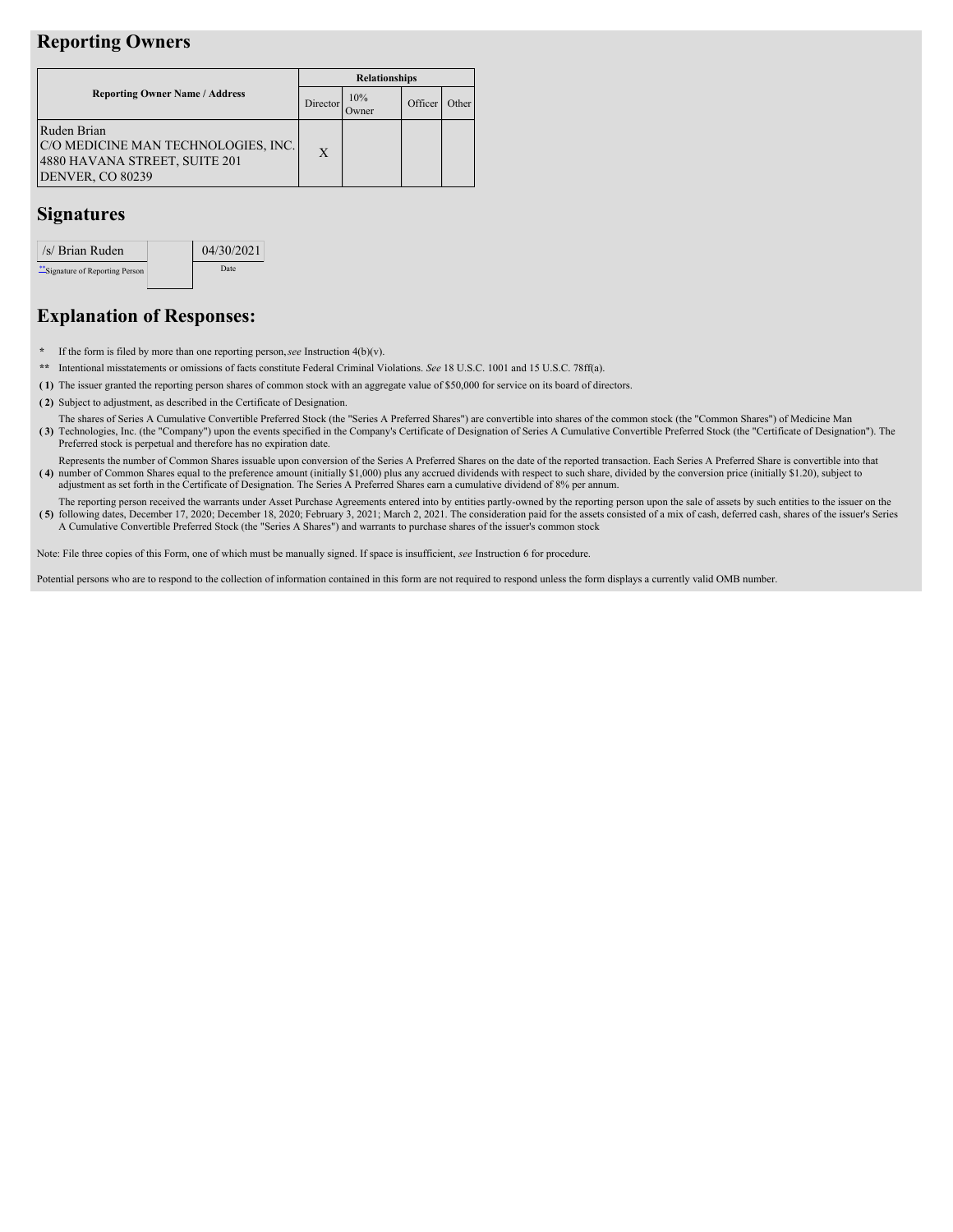## Reporting Owners

| Reporting Owner Name / Address | Relationships | | | |
|---|---|---|---|---|
| | Director | 10% Owner | Officer | Other |
| Ruden Brian<br>C/O MEDICINE MAN TECHNOLOGIES, INC.<br>4880 HAVANA STREET, SUITE 201<br>DENVER, CO 80239 | X | | | |

## Signatures

| | | |
|---|---|---|
| /s/ Brian Ruden | | 04/30/2021 |
| **Signature of Reporting Person | | Date |

## Explanation of Responses:

\* If the form is filed by more than one reporting person, *see* Instruction 4(b)(v).

\*\* Intentional misstatements or omissions of facts constitute Federal Criminal Violations. *See* 18 U.S.C. 1001 and 15 U.S.C. 78ff(a).

(1) The issuer granted the reporting person shares of common stock with an aggregate value of $50,000 for service on its board of directors.

(2) Subject to adjustment, as described in the Certificate of Designation.

(3) The shares of Series A Cumulative Convertible Preferred Stock (the "Series A Preferred Shares") are convertible into shares of the common stock (the "Common Shares") of Medicine Man Technologies, Inc. (the "Company") upon the events specified in the Company's Certificate of Designation of Series A Cumulative Convertible Preferred Stock (the "Certificate of Designation"). The Preferred stock is perpetual and therefore has no expiration date.

(4) Represents the number of Common Shares issuable upon conversion of the Series A Preferred Shares on the date of the reported transaction. Each Series A Preferred Share is convertible into that number of Common Shares equal to the preference amount (initially $1,000) plus any accrued dividends with respect to such share, divided by the conversion price (initially $1.20), subject to adjustment as set forth in the Certificate of Designation. The Series A Preferred Shares earn a cumulative dividend of 8% per annum.

(5) The reporting person received the warrants under Asset Purchase Agreements entered into by entities partly-owned by the reporting person upon the sale of assets by such entities to the issuer on the following dates, December 17, 2020; December 18, 2020; February 3, 2021; March 2, 2021. The consideration paid for the assets consisted of a mix of cash, deferred cash, shares of the issuer's Series A Cumulative Convertible Preferred Stock (the "Series A Shares") and warrants to purchase shares of the issuer's common stock

Note: File three copies of this Form, one of which must be manually signed. If space is insufficient, *see* Instruction 6 for procedure.

Potential persons who are to respond to the collection of information contained in this form are not required to respond unless the form displays a currently valid OMB number.